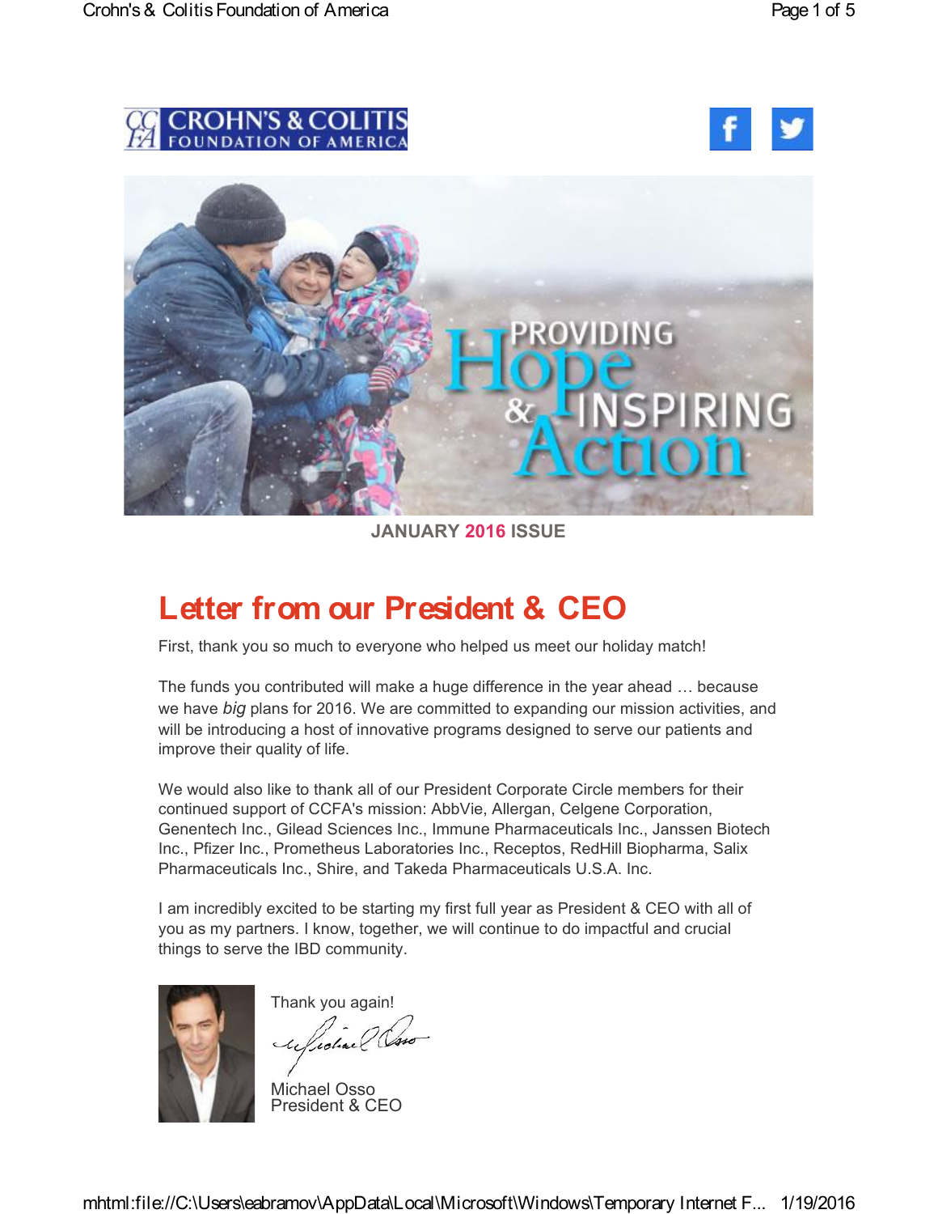CROHN'S & COLITIS FOUNDATION OF AMERICA

PROVIDING Hope & INSPIRING Action

**JANUARY 2016 ISSUE**

# Letter from our President & CEO

First, thank you so much to everyone who helped us meet our holiday match!

The funds you contributed will make a huge difference in the year ahead … because we have *big* plans for 2016. We are committed to expanding our mission activities, and will be introducing a host of innovative programs designed to serve our patients and improve their quality of life.

We would also like to thank all of our President Corporate Circle members for their continued support of CCFA's mission: AbbVie, Allergan, Celgene Corporation, Genentech Inc., Gilead Sciences Inc., Immune Pharmaceuticals Inc., Janssen Biotech Inc., Pfizer Inc., Prometheus Laboratories Inc., Receptos, RedHill Biopharma, Salix Pharmaceuticals Inc., Shire, and Takeda Pharmaceuticals U.S.A. Inc.

I am incredibly excited to be starting my first full year as President & CEO with all of you as my partners. I know, together, we will continue to do impactful and crucial things to serve the IBD community.

Thank you again!

Michael Osso
President & CEO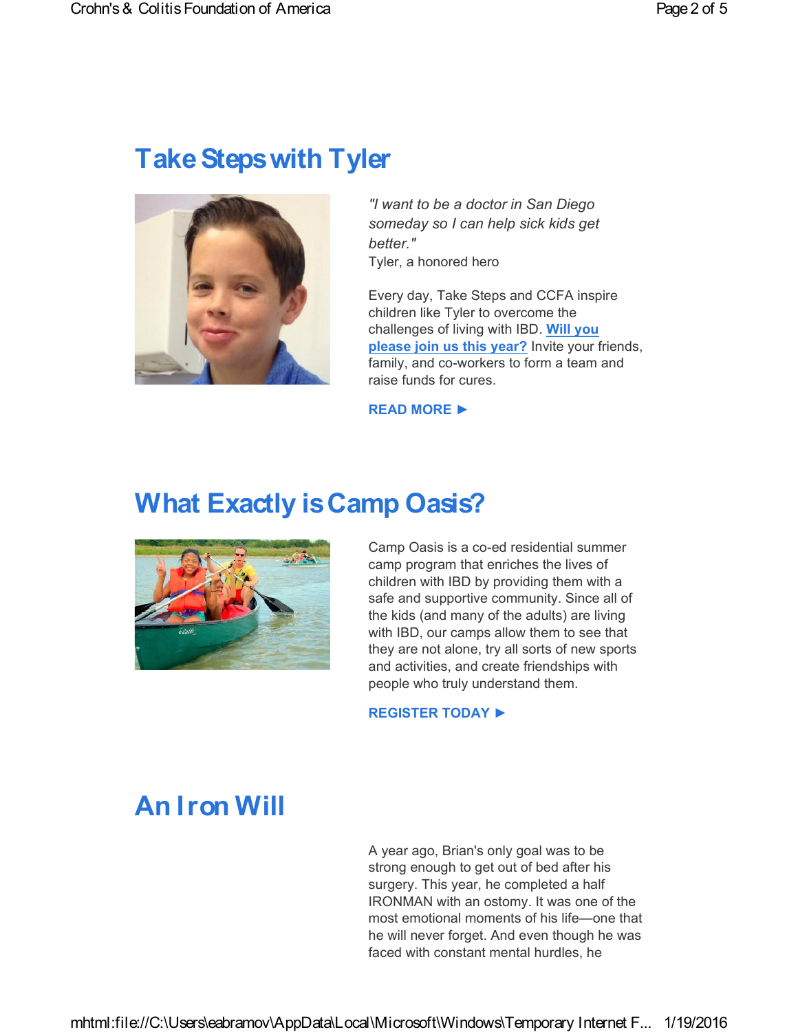## Take Steps with Tyler

*"I want to be a doctor in San Diego someday so I can help sick kids get better."*
Tyler, a honored hero

Every day, Take Steps and CCFA inspire children like Tyler to overcome the challenges of living with IBD. **Will you please join us this year?** Invite your friends, family, and co-workers to form a team and raise funds for cures.

**READ MORE ►**

## What Exactly is Camp Oasis?

Camp Oasis is a co-ed residential summer camp program that enriches the lives of children with IBD by providing them with a safe and supportive community. Since all of the kids (and many of the adults) are living with IBD, our camps allow them to see that they are not alone, try all sorts of new sports and activities, and create friendships with people who truly understand them.

**REGISTER TODAY ►**

## An Iron Will

A year ago, Brian's only goal was to be strong enough to get out of bed after his surgery. This year, he completed a half IRONMAN with an ostomy. It was one of the most emotional moments of his life—one that he will never forget. And even though he was faced with constant mental hurdles, he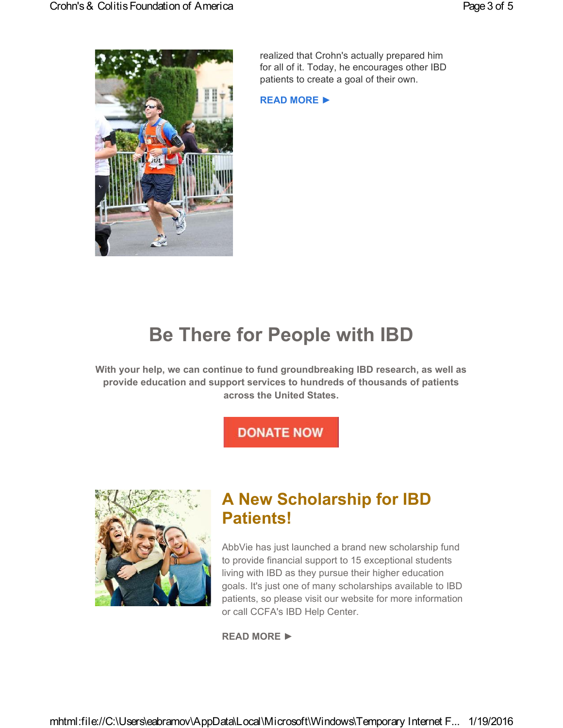realized that Crohn's actually prepared him for all of it. Today, he encourages other IBD patients to create a goal of their own.

**READ MORE ►**

# Be There for People with IBD

**With your help, we can continue to fund groundbreaking IBD research, as well as provide education and support services to hundreds of thousands of patients across the United States.**

**DONATE NOW**

## A New Scholarship for IBD Patients!

AbbVie has just launched a brand new scholarship fund to provide financial support to 15 exceptional students living with IBD as they pursue their higher education goals. It's just one of many scholarships available to IBD patients, so please visit our website for more information or call CCFA's IBD Help Center.

**READ MORE ►**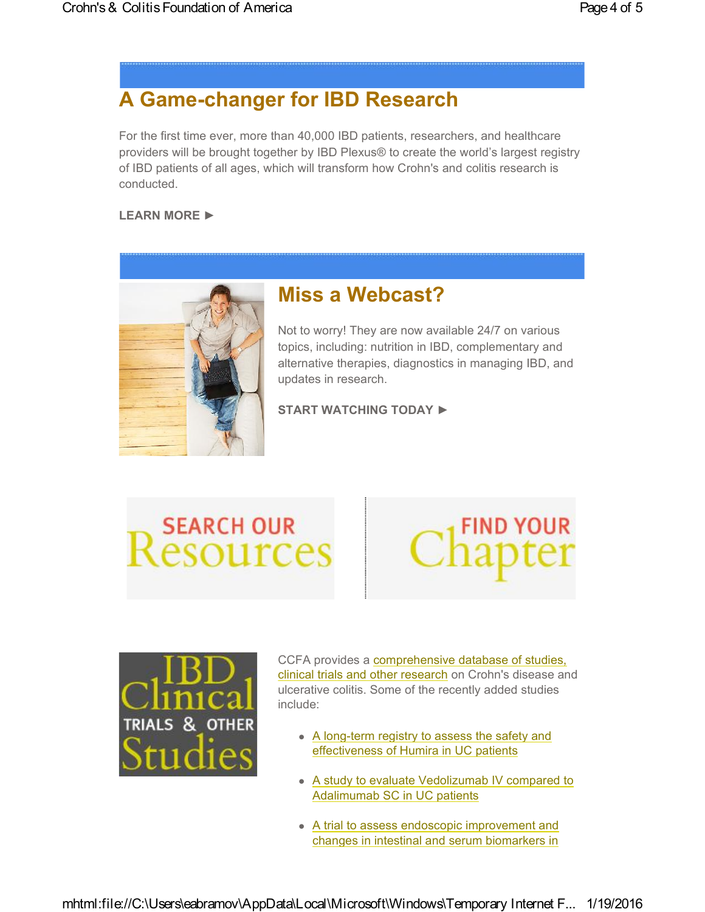## A Game-changer for IBD Research

For the first time ever, more than 40,000 IBD patients, researchers, and healthcare providers will be brought together by IBD Plexus® to create the world's largest registry of IBD patients of all ages, which will transform how Crohn's and colitis research is conducted.

**LEARN MORE ►**

## Miss a Webcast?

Not to worry! They are now available 24/7 on various topics, including: nutrition in IBD, complementary and alternative therapies, diagnostics in managing IBD, and updates in research.

**START WATCHING TODAY ►**

SEARCH OUR Resources

FIND YOUR Chapter

IBD Clinical TRIALS & OTHER Studies

CCFA provides a comprehensive database of studies, clinical trials and other research on Crohn's disease and ulcerative colitis. Some of the recently added studies include:

- A long-term registry to assess the safety and effectiveness of Humira in UC patients
- A study to evaluate Vedolizumab IV compared to Adalimumab SC in UC patients
- A trial to assess endoscopic improvement and changes in intestinal and serum biomarkers in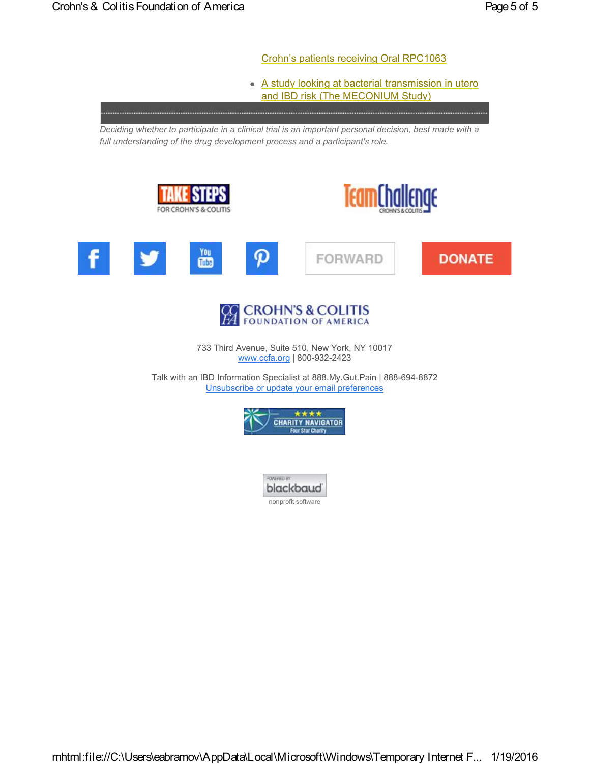Crohn's patients receiving Oral RPC1063

- A study looking at bacterial transmission in utero and IBD risk (The MECONIUM Study)

*Deciding whether to participate in a clinical trial is an important personal decision, best made with a full understanding of the drug development process and a participant's role.*

TAKE STEPS FOR CROHN'S & COLITIS

Team Challenge CROHN'S & COLITIS

FORWARD

DONATE

CROHN'S & COLITIS FOUNDATION OF AMERICA

733 Third Avenue, Suite 510, New York, NY 10017
www.ccfa.org | 800-932-2423

Talk with an IBD Information Specialist at 888.My.Gut.Pain | 888-694-8872
Unsubscribe or update your email preferences

CHARITY NAVIGATOR Four Star Charity

POWERED BY blackbaud nonprofit software